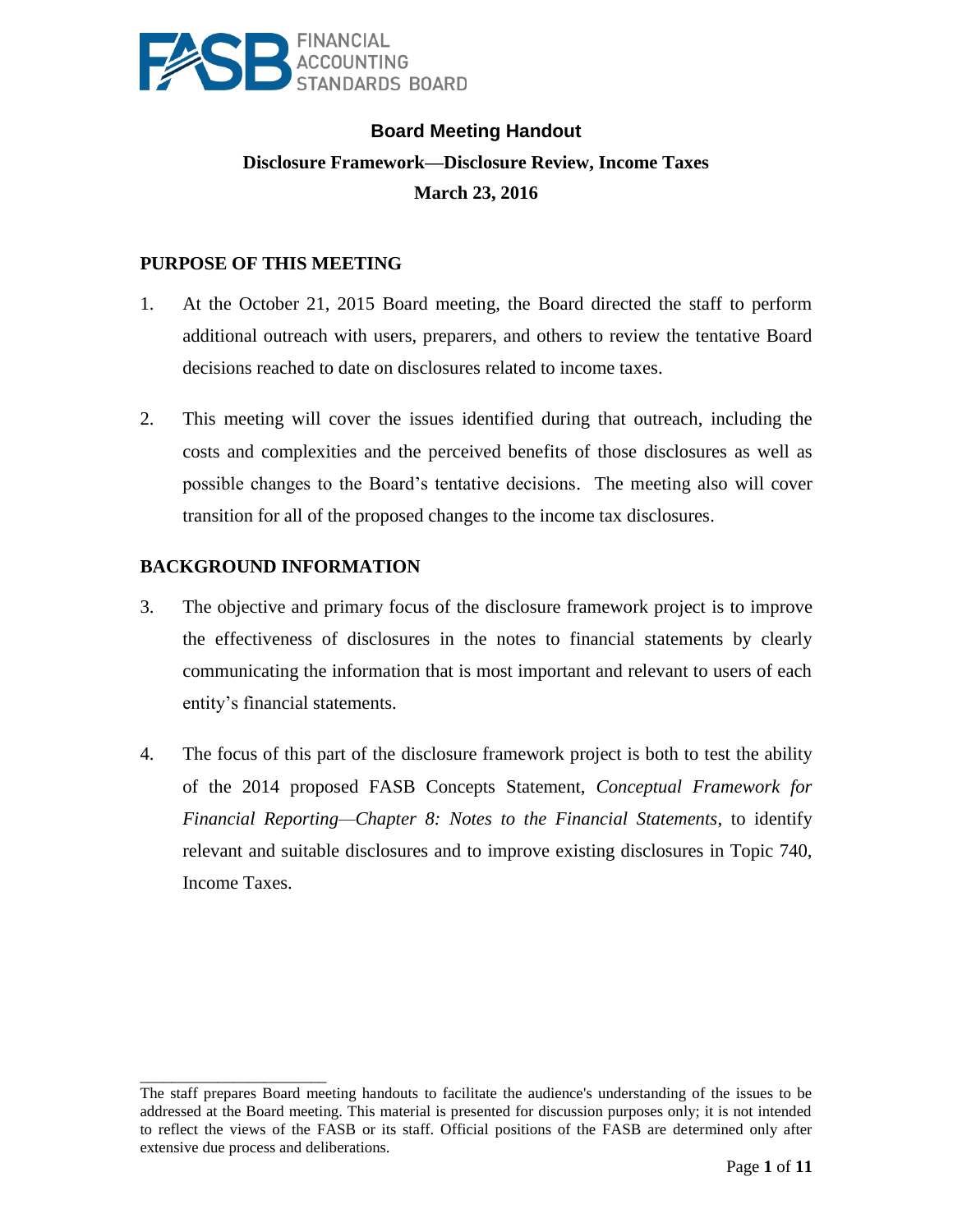FASB FINANCIAL ACCOUNTING STANDARDS BOARD

## Board Meeting Handout

### Disclosure Framework—Disclosure Review, Income Taxes

### March 23, 2016

## PURPOSE OF THIS MEETING

1. At the October 21, 2015 Board meeting, the Board directed the staff to perform additional outreach with users, preparers, and others to review the tentative Board decisions reached to date on disclosures related to income taxes.

2. This meeting will cover the issues identified during that outreach, including the costs and complexities and the perceived benefits of those disclosures as well as possible changes to the Board's tentative decisions. The meeting also will cover transition for all of the proposed changes to the income tax disclosures.

## BACKGROUND INFORMATION

3. The objective and primary focus of the disclosure framework project is to improve the effectiveness of disclosures in the notes to financial statements by clearly communicating the information that is most important and relevant to users of each entity's financial statements.

4. The focus of this part of the disclosure framework project is both to test the ability of the 2014 proposed FASB Concepts Statement, *Conceptual Framework for Financial Reporting—Chapter 8: Notes to the Financial Statements*, to identify relevant and suitable disclosures and to improve existing disclosures in Topic 740, Income Taxes.

---

The staff prepares Board meeting handouts to facilitate the audience's understanding of the issues to be addressed at the Board meeting. This material is presented for discussion purposes only; it is not intended to reflect the views of the FASB or its staff. Official positions of the FASB are determined only after extensive due process and deliberations.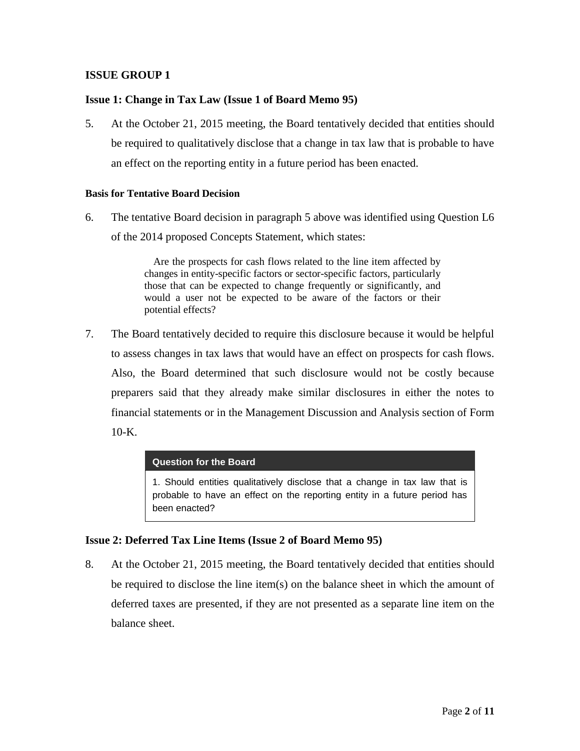## ISSUE GROUP 1

### Issue 1: Change in Tax Law (Issue 1 of Board Memo 95)

5. At the October 21, 2015 meeting, the Board tentatively decided that entities should be required to qualitatively disclose that a change in tax law that is probable to have an effect on the reporting entity in a future period has been enacted.

#### Basis for Tentative Board Decision

6. The tentative Board decision in paragraph 5 above was identified using Question L6 of the 2014 proposed Concepts Statement, which states:

> Are the prospects for cash flows related to the line item affected by changes in entity-specific factors or sector-specific factors, particularly those that can be expected to change frequently or significantly, and would a user not be expected to be aware of the factors or their potential effects?

7. The Board tentatively decided to require this disclosure because it would be helpful to assess changes in tax laws that would have an effect on prospects for cash flows. Also, the Board determined that such disclosure would not be costly because preparers said that they already make similar disclosures in either the notes to financial statements or in the Management Discussion and Analysis section of Form 10-K.

| Question for the Board |
|---|
| 1. Should entities qualitatively disclose that a change in tax law that is probable to have an effect on the reporting entity in a future period has been enacted? |

### Issue 2: Deferred Tax Line Items (Issue 2 of Board Memo 95)

8. At the October 21, 2015 meeting, the Board tentatively decided that entities should be required to disclose the line item(s) on the balance sheet in which the amount of deferred taxes are presented, if they are not presented as a separate line item on the balance sheet.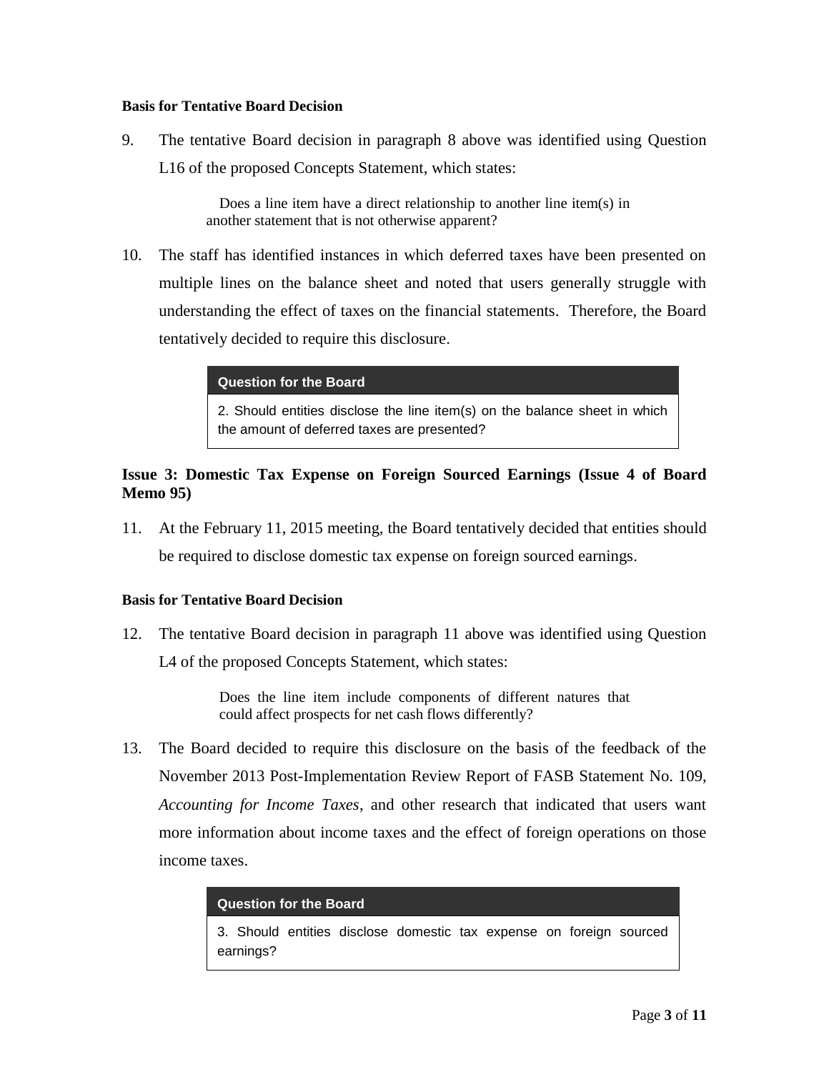#### Basis for Tentative Board Decision

9. The tentative Board decision in paragraph 8 above was identified using Question L16 of the proposed Concepts Statement, which states:

> Does a line item have a direct relationship to another line item(s) in another statement that is not otherwise apparent?

10. The staff has identified instances in which deferred taxes have been presented on multiple lines on the balance sheet and noted that users generally struggle with understanding the effect of taxes on the financial statements. Therefore, the Board tentatively decided to require this disclosure.

| Question for the Board |
|---|
| 2. Should entities disclose the line item(s) on the balance sheet in which the amount of deferred taxes are presented? |

### Issue 3: Domestic Tax Expense on Foreign Sourced Earnings (Issue 4 of Board Memo 95)

11. At the February 11, 2015 meeting, the Board tentatively decided that entities should be required to disclose domestic tax expense on foreign sourced earnings.

#### Basis for Tentative Board Decision

12. The tentative Board decision in paragraph 11 above was identified using Question L4 of the proposed Concepts Statement, which states:

> Does the line item include components of different natures that could affect prospects for net cash flows differently?

13. The Board decided to require this disclosure on the basis of the feedback of the November 2013 Post-Implementation Review Report of FASB Statement No. 109, *Accounting for Income Taxes*, and other research that indicated that users want more information about income taxes and the effect of foreign operations on those income taxes.

| Question for the Board |
|---|
| 3. Should entities disclose domestic tax expense on foreign sourced earnings? |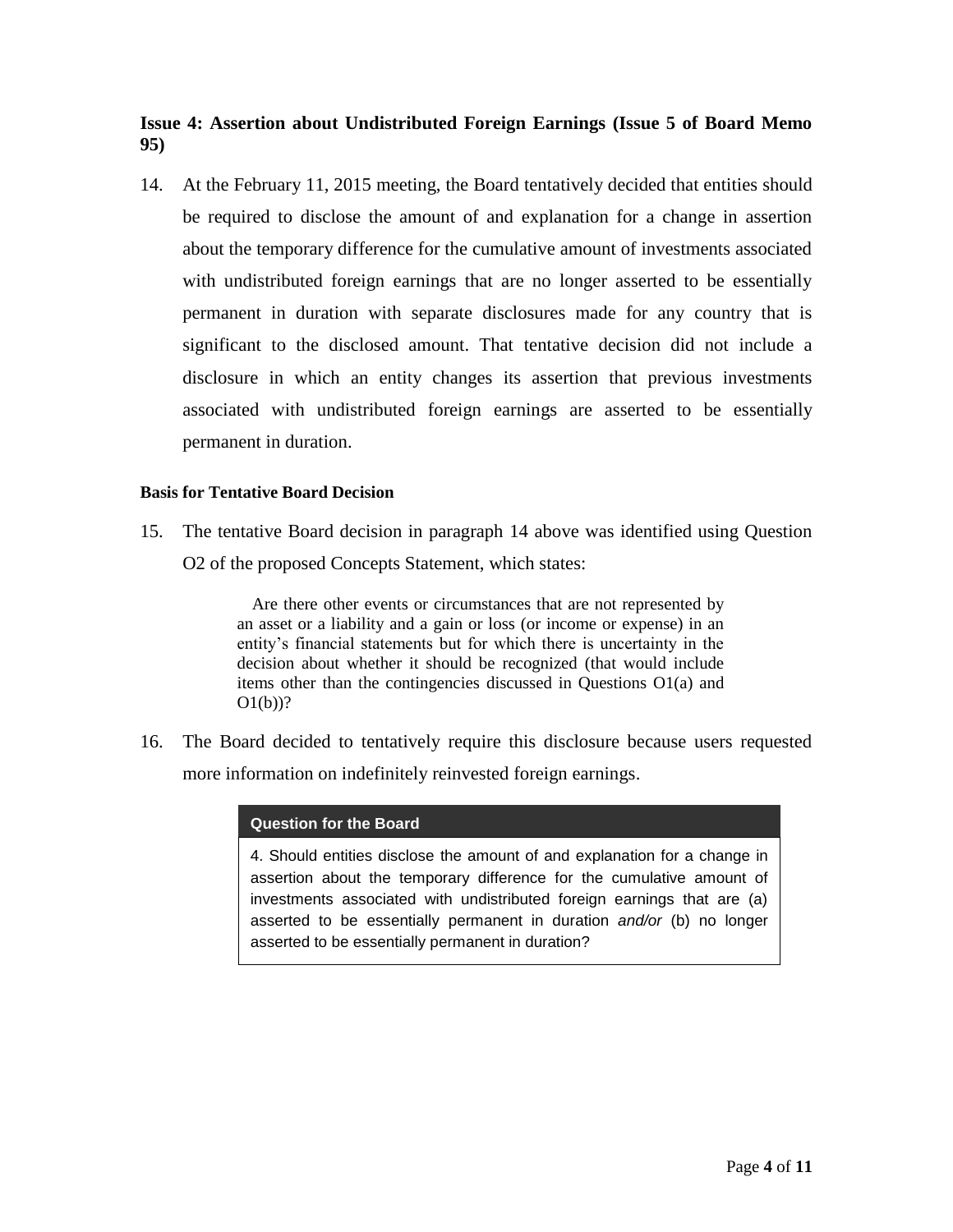### Issue 4: Assertion about Undistributed Foreign Earnings (Issue 5 of Board Memo 95)

14. At the February 11, 2015 meeting, the Board tentatively decided that entities should be required to disclose the amount of and explanation for a change in assertion about the temporary difference for the cumulative amount of investments associated with undistributed foreign earnings that are no longer asserted to be essentially permanent in duration with separate disclosures made for any country that is significant to the disclosed amount. That tentative decision did not include a disclosure in which an entity changes its assertion that previous investments associated with undistributed foreign earnings are asserted to be essentially permanent in duration.

#### Basis for Tentative Board Decision

15. The tentative Board decision in paragraph 14 above was identified using Question O2 of the proposed Concepts Statement, which states:

> Are there other events or circumstances that are not represented by an asset or a liability and a gain or loss (or income or expense) in an entity's financial statements but for which there is uncertainty in the decision about whether it should be recognized (that would include items other than the contingencies discussed in Questions O1(a) and O1(b))?

16. The Board decided to tentatively require this disclosure because users requested more information on indefinitely reinvested foreign earnings.

| **Question for the Board** |
|---|
| 4. Should entities disclose the amount of and explanation for a change in assertion about the temporary difference for the cumulative amount of investments associated with undistributed foreign earnings that are (a) asserted to be essentially permanent in duration *and/or* (b) no longer asserted to be essentially permanent in duration? |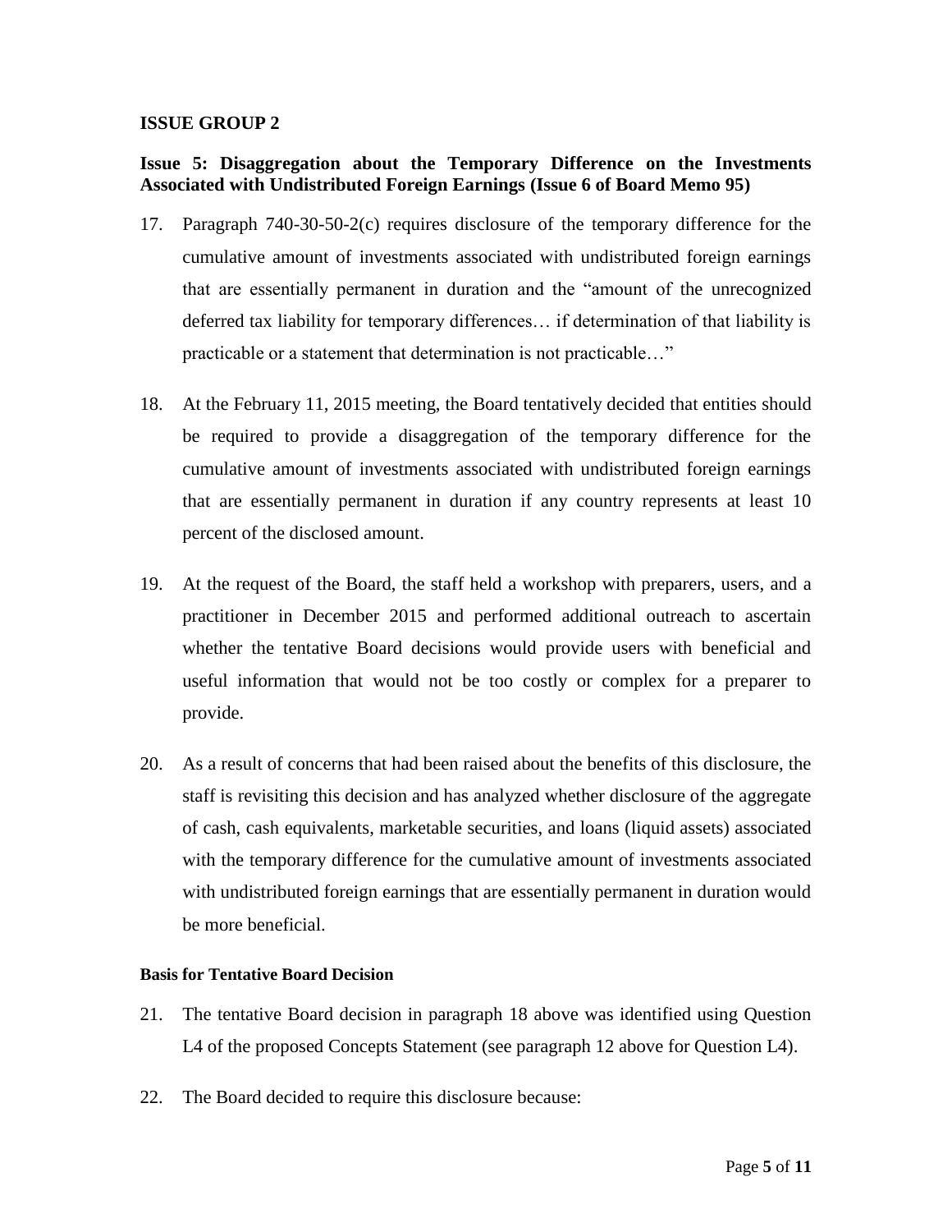## ISSUE GROUP 2

### Issue 5: Disaggregation about the Temporary Difference on the Investments Associated with Undistributed Foreign Earnings (Issue 6 of Board Memo 95)

17. Paragraph 740-30-50-2(c) requires disclosure of the temporary difference for the cumulative amount of investments associated with undistributed foreign earnings that are essentially permanent in duration and the "amount of the unrecognized deferred tax liability for temporary differences… if determination of that liability is practicable or a statement that determination is not practicable…"

18. At the February 11, 2015 meeting, the Board tentatively decided that entities should be required to provide a disaggregation of the temporary difference for the cumulative amount of investments associated with undistributed foreign earnings that are essentially permanent in duration if any country represents at least 10 percent of the disclosed amount.

19. At the request of the Board, the staff held a workshop with preparers, users, and a practitioner in December 2015 and performed additional outreach to ascertain whether the tentative Board decisions would provide users with beneficial and useful information that would not be too costly or complex for a preparer to provide.

20. As a result of concerns that had been raised about the benefits of this disclosure, the staff is revisiting this decision and has analyzed whether disclosure of the aggregate of cash, cash equivalents, marketable securities, and loans (liquid assets) associated with the temporary difference for the cumulative amount of investments associated with undistributed foreign earnings that are essentially permanent in duration would be more beneficial.

#### Basis for Tentative Board Decision

21. The tentative Board decision in paragraph 18 above was identified using Question L4 of the proposed Concepts Statement (see paragraph 12 above for Question L4).

22. The Board decided to require this disclosure because: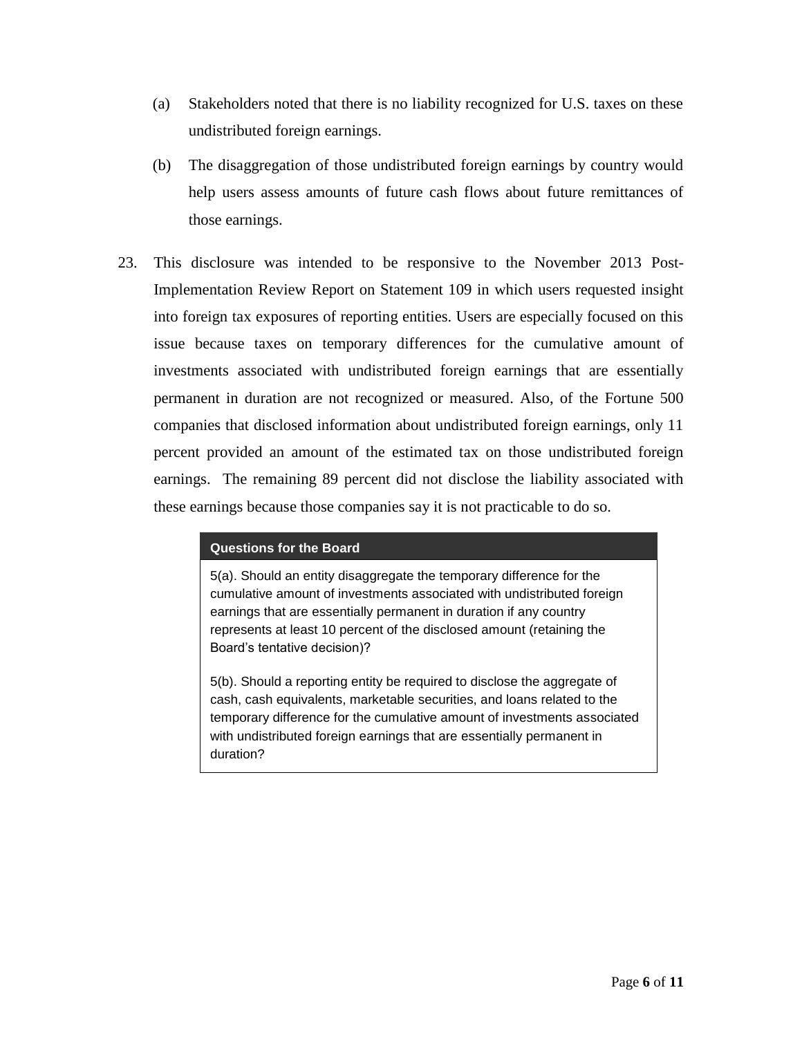(a) Stakeholders noted that there is no liability recognized for U.S. taxes on these undistributed foreign earnings.

(b) The disaggregation of those undistributed foreign earnings by country would help users assess amounts of future cash flows about future remittances of those earnings.

23. This disclosure was intended to be responsive to the November 2013 Post-Implementation Review Report on Statement 109 in which users requested insight into foreign tax exposures of reporting entities. Users are especially focused on this issue because taxes on temporary differences for the cumulative amount of investments associated with undistributed foreign earnings that are essentially permanent in duration are not recognized or measured. Also, of the Fortune 500 companies that disclosed information about undistributed foreign earnings, only 11 percent provided an amount of the estimated tax on those undistributed foreign earnings. The remaining 89 percent did not disclose the liability associated with these earnings because those companies say it is not practicable to do so.

**Questions for the Board**

5(a). Should an entity disaggregate the temporary difference for the cumulative amount of investments associated with undistributed foreign earnings that are essentially permanent in duration if any country represents at least 10 percent of the disclosed amount (retaining the Board's tentative decision)?

5(b). Should a reporting entity be required to disclose the aggregate of cash, cash equivalents, marketable securities, and loans related to the temporary difference for the cumulative amount of investments associated with undistributed foreign earnings that are essentially permanent in duration?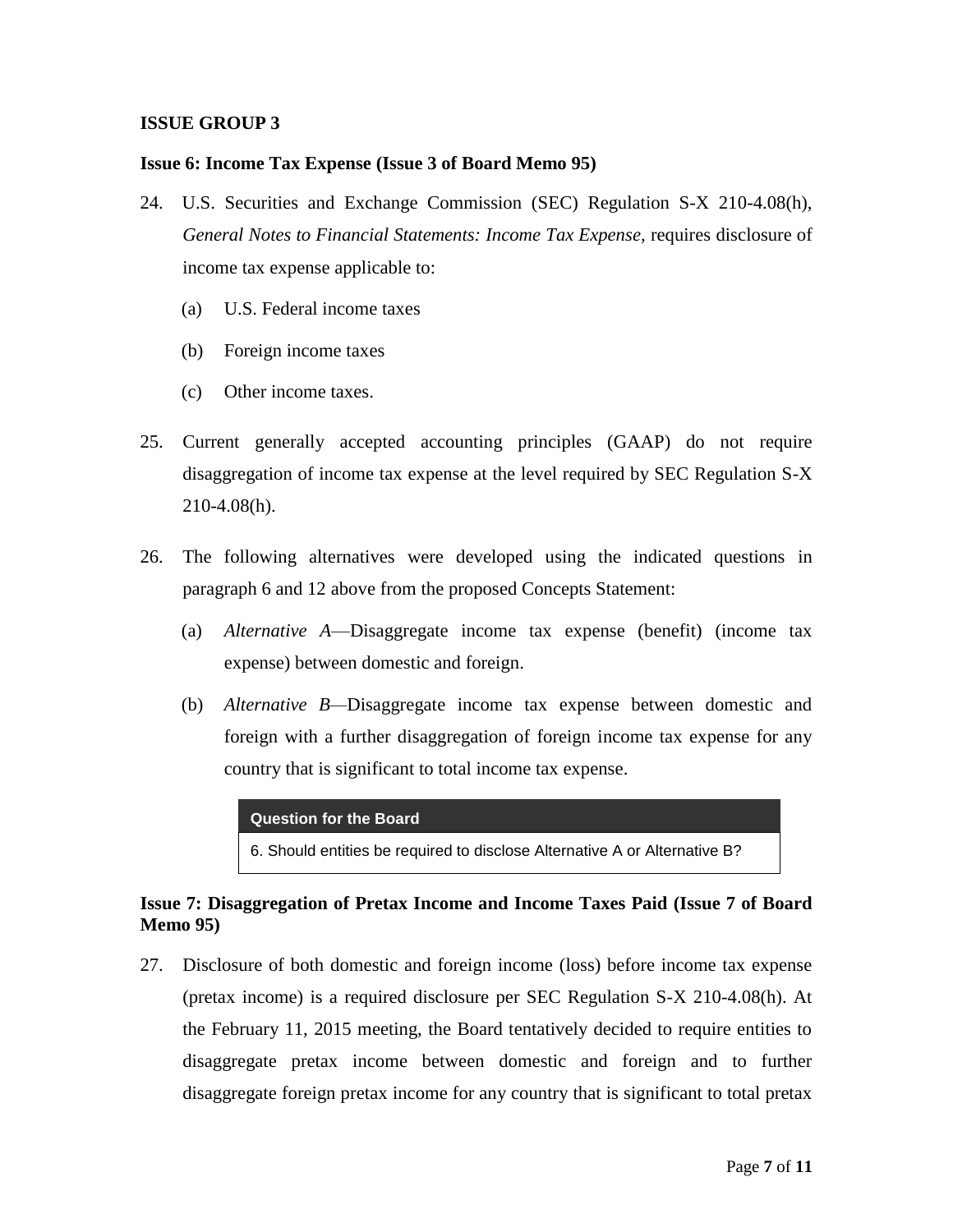## ISSUE GROUP 3

### Issue 6: Income Tax Expense (Issue 3 of Board Memo 95)

24. U.S. Securities and Exchange Commission (SEC) Regulation S-X 210-4.08(h), *General Notes to Financial Statements: Income Tax Expense*, requires disclosure of income tax expense applicable to:

    (a) U.S. Federal income taxes

    (b) Foreign income taxes

    (c) Other income taxes.

25. Current generally accepted accounting principles (GAAP) do not require disaggregation of income tax expense at the level required by SEC Regulation S-X 210-4.08(h).

26. The following alternatives were developed using the indicated questions in paragraph 6 and 12 above from the proposed Concepts Statement:

    (a) *Alternative A*—Disaggregate income tax expense (benefit) (income tax expense) between domestic and foreign.

    (b) *Alternative B*—Disaggregate income tax expense between domestic and foreign with a further disaggregation of foreign income tax expense for any country that is significant to total income tax expense.

| Question for the Board |
|---|
| 6. Should entities be required to disclose Alternative A or Alternative B? |

### Issue 7: Disaggregation of Pretax Income and Income Taxes Paid (Issue 7 of Board Memo 95)

27. Disclosure of both domestic and foreign income (loss) before income tax expense (pretax income) is a required disclosure per SEC Regulation S-X 210-4.08(h). At the February 11, 2015 meeting, the Board tentatively decided to require entities to disaggregate pretax income between domestic and foreign and to further disaggregate foreign pretax income for any country that is significant to total pretax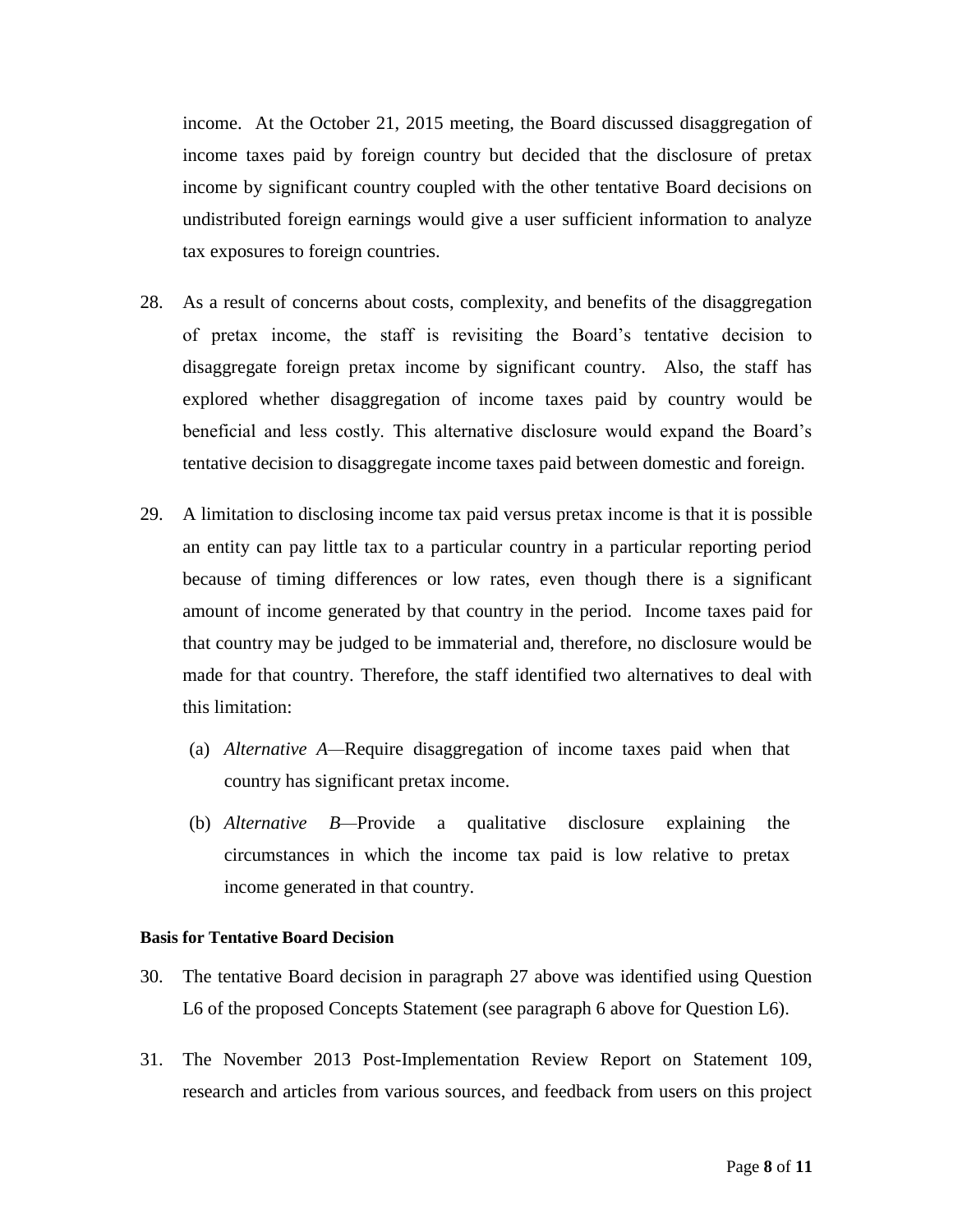income. At the October 21, 2015 meeting, the Board discussed disaggregation of income taxes paid by foreign country but decided that the disclosure of pretax income by significant country coupled with the other tentative Board decisions on undistributed foreign earnings would give a user sufficient information to analyze tax exposures to foreign countries.

28. As a result of concerns about costs, complexity, and benefits of the disaggregation of pretax income, the staff is revisiting the Board's tentative decision to disaggregate foreign pretax income by significant country. Also, the staff has explored whether disaggregation of income taxes paid by country would be beneficial and less costly. This alternative disclosure would expand the Board's tentative decision to disaggregate income taxes paid between domestic and foreign.

29. A limitation to disclosing income tax paid versus pretax income is that it is possible an entity can pay little tax to a particular country in a particular reporting period because of timing differences or low rates, even though there is a significant amount of income generated by that country in the period. Income taxes paid for that country may be judged to be immaterial and, therefore, no disclosure would be made for that country. Therefore, the staff identified two alternatives to deal with this limitation:

    (a) *Alternative A*—Require disaggregation of income taxes paid when that country has significant pretax income.

    (b) *Alternative B*—Provide a qualitative disclosure explaining the circumstances in which the income tax paid is low relative to pretax income generated in that country.

**Basis for Tentative Board Decision**

30. The tentative Board decision in paragraph 27 above was identified using Question L6 of the proposed Concepts Statement (see paragraph 6 above for Question L6).

31. The November 2013 Post-Implementation Review Report on Statement 109, research and articles from various sources, and feedback from users on this project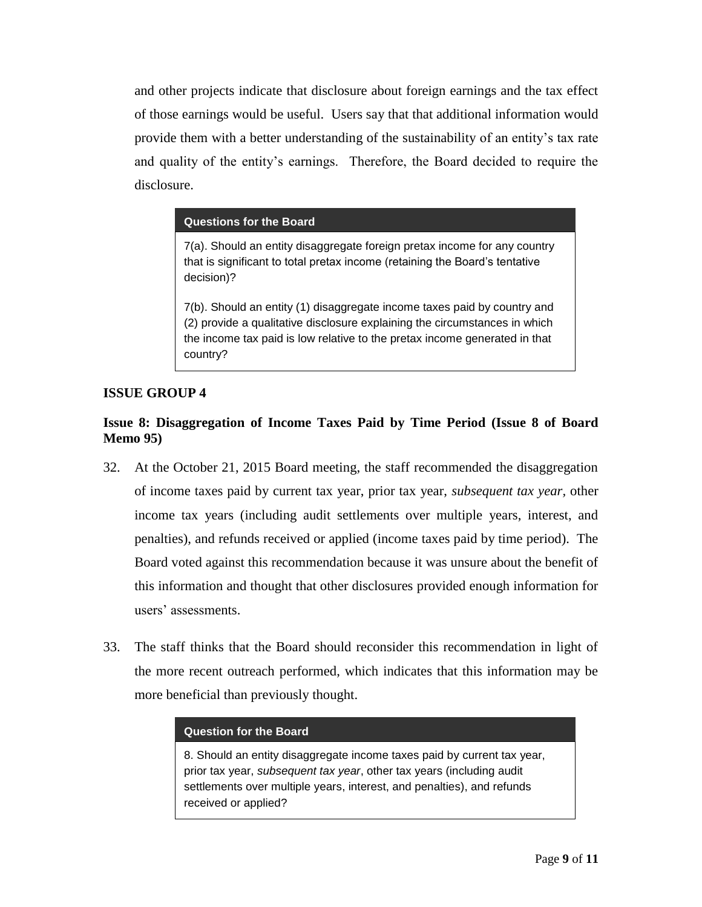and other projects indicate that disclosure about foreign earnings and the tax effect of those earnings would be useful. Users say that that additional information would provide them with a better understanding of the sustainability of an entity's tax rate and quality of the entity's earnings. Therefore, the Board decided to require the disclosure.

> **Questions for the Board**
>
> 7(a). Should an entity disaggregate foreign pretax income for any country that is significant to total pretax income (retaining the Board's tentative decision)?
>
> 7(b). Should an entity (1) disaggregate income taxes paid by country and (2) provide a qualitative disclosure explaining the circumstances in which the income tax paid is low relative to the pretax income generated in that country?

**ISSUE GROUP 4**

**Issue 8: Disaggregation of Income Taxes Paid by Time Period (Issue 8 of Board Memo 95)**

32. At the October 21, 2015 Board meeting, the staff recommended the disaggregation of income taxes paid by current tax year, prior tax year, *subsequent tax year*, other income tax years (including audit settlements over multiple years, interest, and penalties), and refunds received or applied (income taxes paid by time period). The Board voted against this recommendation because it was unsure about the benefit of this information and thought that other disclosures provided enough information for users' assessments.

33. The staff thinks that the Board should reconsider this recommendation in light of the more recent outreach performed, which indicates that this information may be more beneficial than previously thought.

> **Question for the Board**
>
> 8. Should an entity disaggregate income taxes paid by current tax year, prior tax year, *subsequent tax year*, other tax years (including audit settlements over multiple years, interest, and penalties), and refunds received or applied?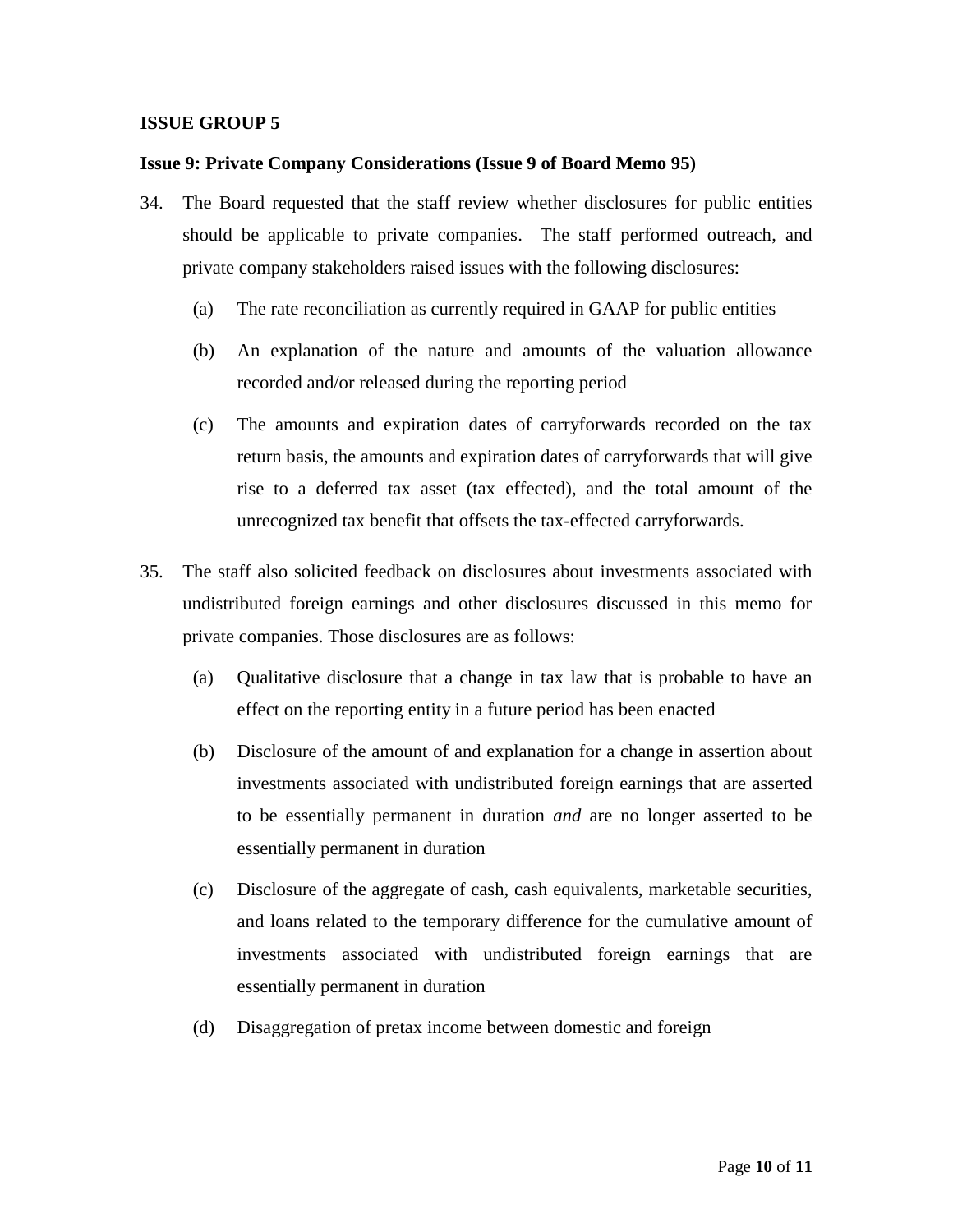**ISSUE GROUP 5**

**Issue 9: Private Company Considerations (Issue 9 of Board Memo 95)**

34. The Board requested that the staff review whether disclosures for public entities should be applicable to private companies. The staff performed outreach, and private company stakeholders raised issues with the following disclosures:

    (a) The rate reconciliation as currently required in GAAP for public entities

    (b) An explanation of the nature and amounts of the valuation allowance recorded and/or released during the reporting period

    (c) The amounts and expiration dates of carryforwards recorded on the tax return basis, the amounts and expiration dates of carryforwards that will give rise to a deferred tax asset (tax effected), and the total amount of the unrecognized tax benefit that offsets the tax-effected carryforwards.

35. The staff also solicited feedback on disclosures about investments associated with undistributed foreign earnings and other disclosures discussed in this memo for private companies. Those disclosures are as follows:

    (a) Qualitative disclosure that a change in tax law that is probable to have an effect on the reporting entity in a future period has been enacted

    (b) Disclosure of the amount of and explanation for a change in assertion about investments associated with undistributed foreign earnings that are asserted to be essentially permanent in duration *and* are no longer asserted to be essentially permanent in duration

    (c) Disclosure of the aggregate of cash, cash equivalents, marketable securities, and loans related to the temporary difference for the cumulative amount of investments associated with undistributed foreign earnings that are essentially permanent in duration

    (d) Disaggregation of pretax income between domestic and foreign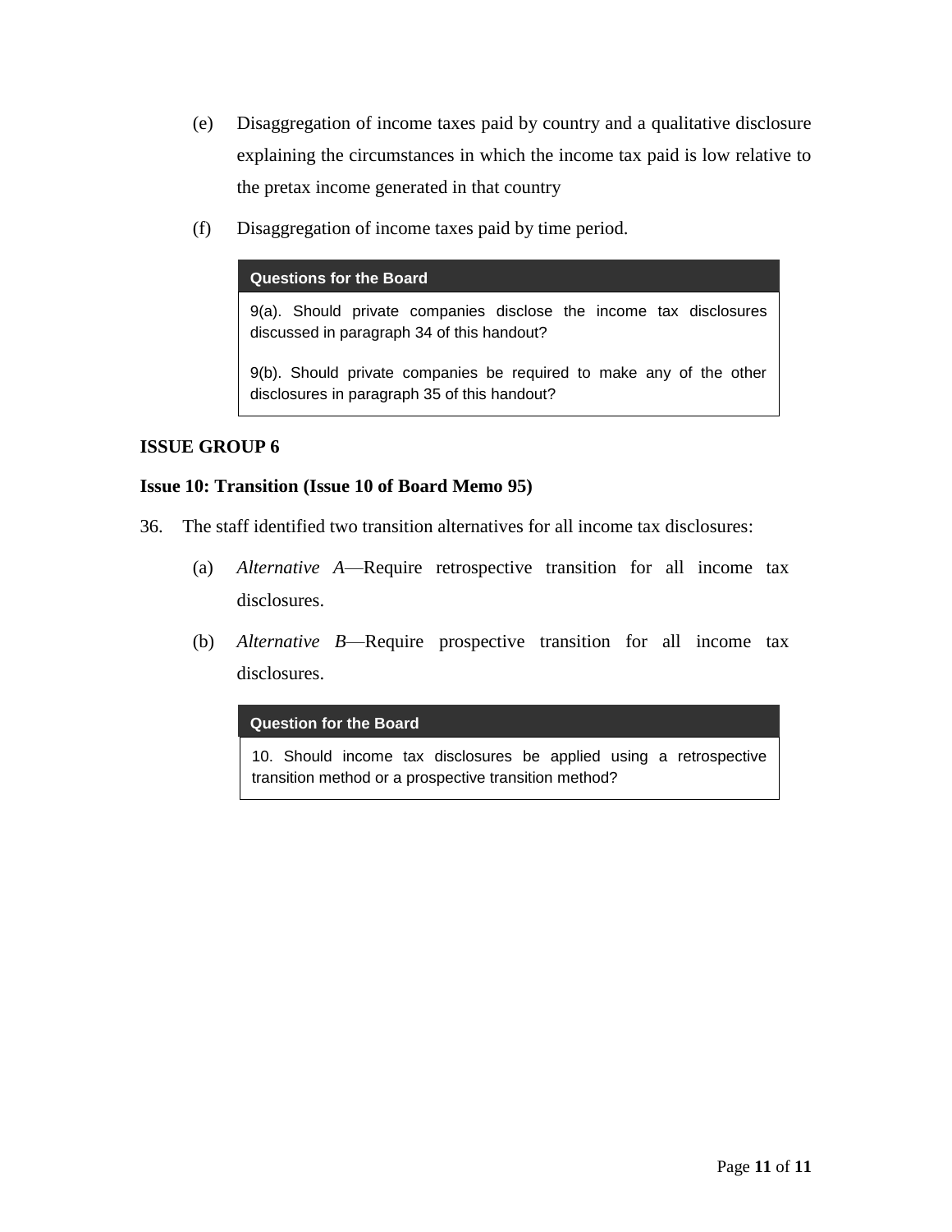(e) Disaggregation of income taxes paid by country and a qualitative disclosure explaining the circumstances in which the income tax paid is low relative to the pretax income generated in that country

(f) Disaggregation of income taxes paid by time period.

> **Questions for the Board**
>
> 9(a). Should private companies disclose the income tax disclosures discussed in paragraph 34 of this handout?
>
> 9(b). Should private companies be required to make any of the other disclosures in paragraph 35 of this handout?

**ISSUE GROUP 6**

**Issue 10: Transition (Issue 10 of Board Memo 95)**

36. The staff identified two transition alternatives for all income tax disclosures:

(a) *Alternative A*—Require retrospective transition for all income tax disclosures.

(b) *Alternative B*—Require prospective transition for all income tax disclosures.

> **Question for the Board**
>
> 10. Should income tax disclosures be applied using a retrospective transition method or a prospective transition method?